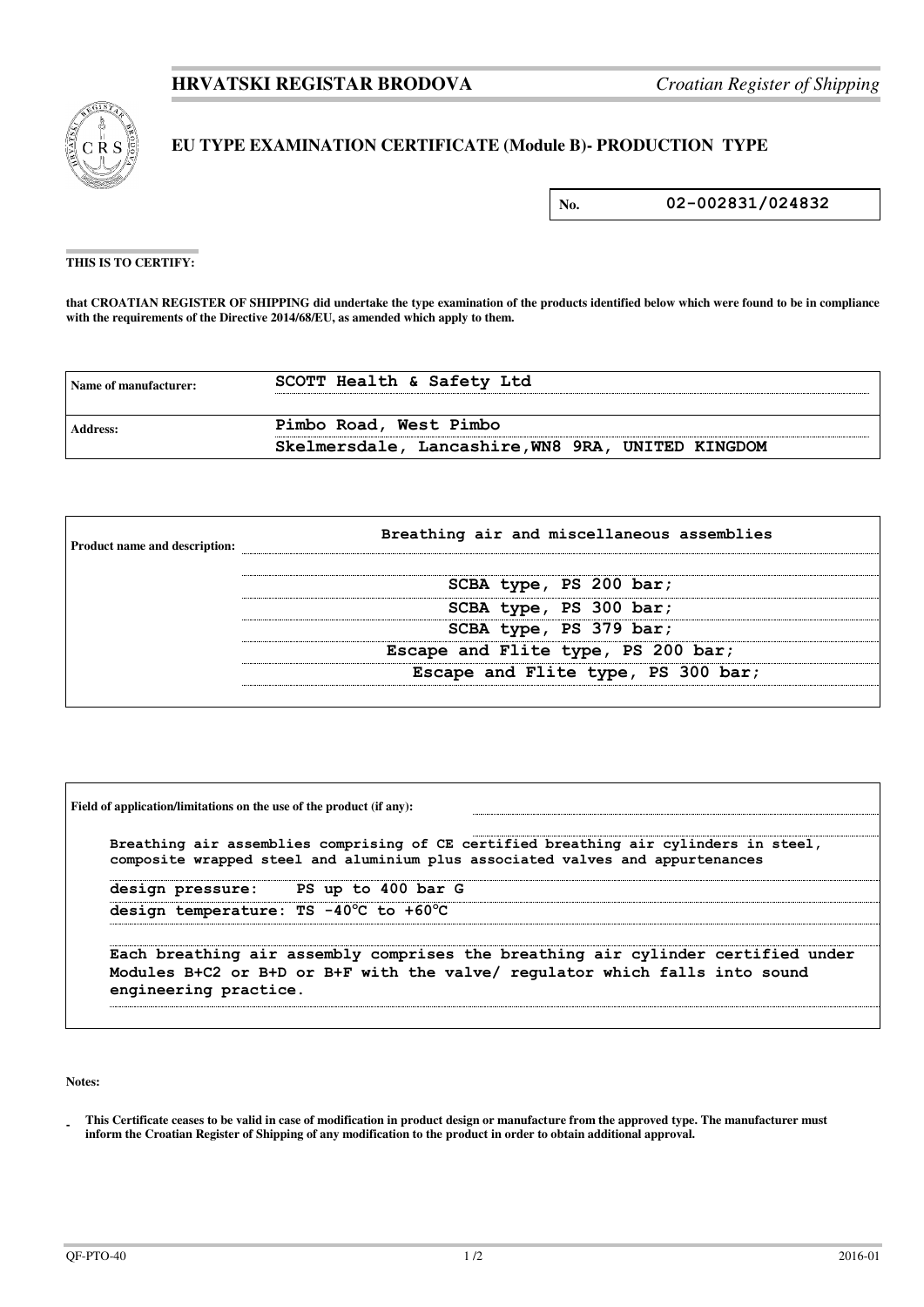**HRVATSKI REGISTAR BRODOVA** *Croatian Register of Shipping*

## EU TYPE EXAMINATION CERTIFICATE (Module B)- PRODUCTION TYPE

| No. | 02-002831/024832 |
|---|---|

**THIS IS TO CERTIFY:**

**that CROATIAN REGISTER OF SHIPPING did undertake the type examination of the products identified below which were found to be in compliance with the requirements of the Directive 2014/68/EU, as amended which apply to them.**

| | |
|---|---|
| **Name of manufacturer:** | SCOTT Health & Safety Ltd |
| **Address:** | Pimbo Road, West Pimbo<br>Skelmersdale, Lancashire,WN8 9RA, UNITED KINGDOM |

| | |
|---|---|
| **Product name and description:** | Breathing air and miscellaneous assemblies<br><br>SCBA type, PS 200 bar;<br>SCBA type, PS 300 bar;<br>SCBA type, PS 379 bar;<br>Escape and Flite type, PS 200 bar;<br>Escape and Flite type, PS 300 bar; |

**Field of application/limitations on the use of the product (if any):**

Breathing air assemblies comprising of CE certified breathing air cylinders in steel, composite wrapped steel and aluminium plus associated valves and appurtenances

design pressure: PS up to 400 bar G

design temperature: TS -40°C to +60°C

Each breathing air assembly comprises the breathing air cylinder certified under Modules B+C2 or B+D or B+F with the valve/ regulator which falls into sound engineering practice.

**Notes:**

- **This Certificate ceases to be valid in case of modification in product design or manufacture from the approved type. The manufacturer must inform the Croatian Register of Shipping of any modification to the product in order to obtain additional approval.**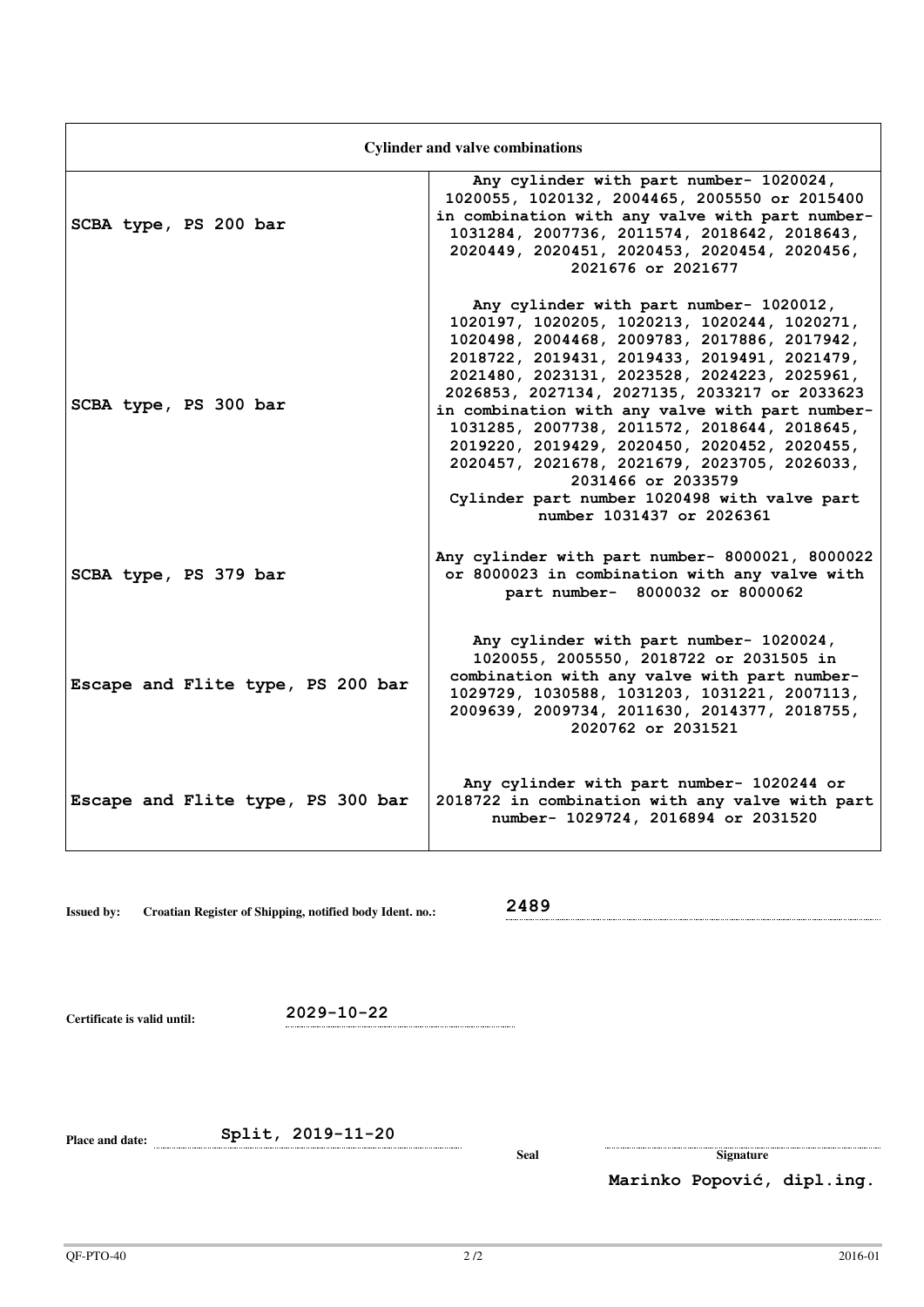| Cylinder and valve combinations | |
|---|---|
| SCBA type, PS 200 bar | Any cylinder with part number- 1020024, 1020055, 1020132, 2004465, 2005550 or 2015400 in combination with any valve with part number- 1031284, 2007736, 2011574, 2018642, 2018643, 2020449, 2020451, 2020453, 2020454, 2020456, 2021676 or 2021677 |
| SCBA type, PS 300 bar | Any cylinder with part number- 1020012, 1020197, 1020205, 1020213, 1020244, 1020271, 1020498, 2004468, 2009783, 2017886, 2017942, 2018722, 2019431, 2019433, 2019491, 2021479, 2021480, 2023131, 2023528, 2024223, 2025961, 2026853, 2027134, 2027135, 2033217 or 2033623 in combination with any valve with part number- 1031285, 2007738, 2011572, 2018644, 2018645, 2019220, 2019429, 2020450, 2020452, 2020455, 2020457, 2021678, 2021679, 2023705, 2026033, 2031466 or 2033579<br>Cylinder part number 1020498 with valve part number 1031437 or 2026361 |
| SCBA type, PS 379 bar | Any cylinder with part number- 8000021, 8000022 or 8000023 in combination with any valve with part number- 8000032 or 8000062 |
| Escape and Flite type, PS 200 bar | Any cylinder with part number- 1020024, 1020055, 2005550, 2018722 or 2031505 in combination with any valve with part number- 1029729, 1030588, 1031203, 1031221, 2007113, 2009639, 2009734, 2011630, 2014377, 2018755, 2020762 or 2031521 |
| Escape and Flite type, PS 300 bar | Any cylinder with part number- 1020244 or 2018722 in combination with any valve with part number- 1029724, 2016894 or 2031520 |

**Issued by:** **Croatian Register of Shipping, notified body Ident. no.:** 2489

**Certificate is valid until:** 2029-10-22

**Place and date:** Split, 2019-11-20

**Seal**

**Signature**

Marinko Popović, dipl.ing.

QF-PTO-40 2016-01